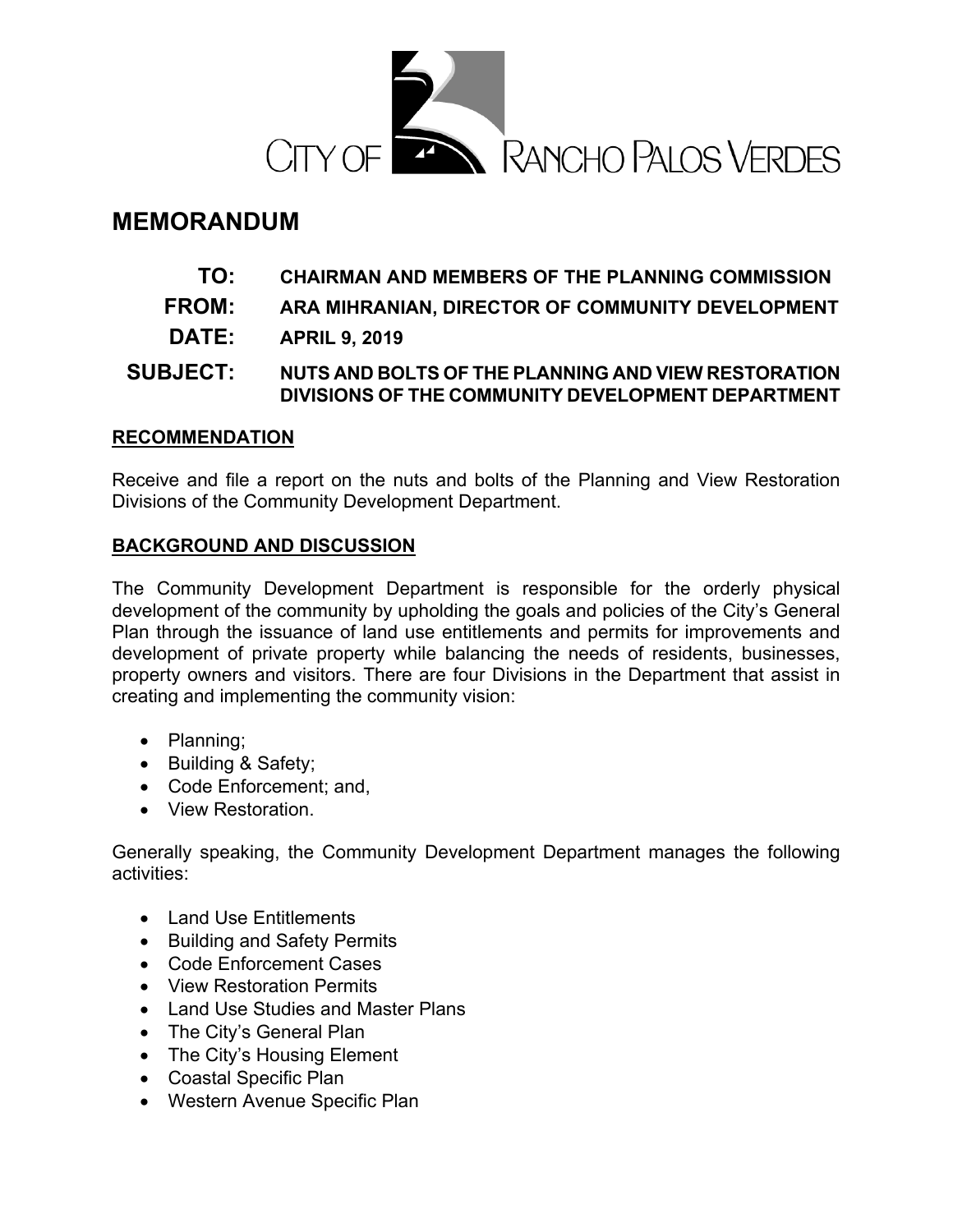CITY OF RANCHO PALOS VERDES

# MEMORANDUM

**TO:** CHAIRMAN AND MEMBERS OF THE PLANNING COMMISSION

**FROM:** ARA MIHRANIAN, DIRECTOR OF COMMUNITY DEVELOPMENT

**DATE:** APRIL 9, 2019

**SUBJECT:** NUTS AND BOLTS OF THE PLANNING AND VIEW RESTORATION DIVISIONS OF THE COMMUNITY DEVELOPMENT DEPARTMENT

## RECOMMENDATION

Receive and file a report on the nuts and bolts of the Planning and View Restoration Divisions of the Community Development Department.

## BACKGROUND AND DISCUSSION

The Community Development Department is responsible for the orderly physical development of the community by upholding the goals and policies of the City's General Plan through the issuance of land use entitlements and permits for improvements and development of private property while balancing the needs of residents, businesses, property owners and visitors. There are four Divisions in the Department that assist in creating and implementing the community vision:

- Planning;
- Building & Safety;
- Code Enforcement; and,
- View Restoration.

Generally speaking, the Community Development Department manages the following activities:

- Land Use Entitlements
- Building and Safety Permits
- Code Enforcement Cases
- View Restoration Permits
- Land Use Studies and Master Plans
- The City's General Plan
- The City's Housing Element
- Coastal Specific Plan
- Western Avenue Specific Plan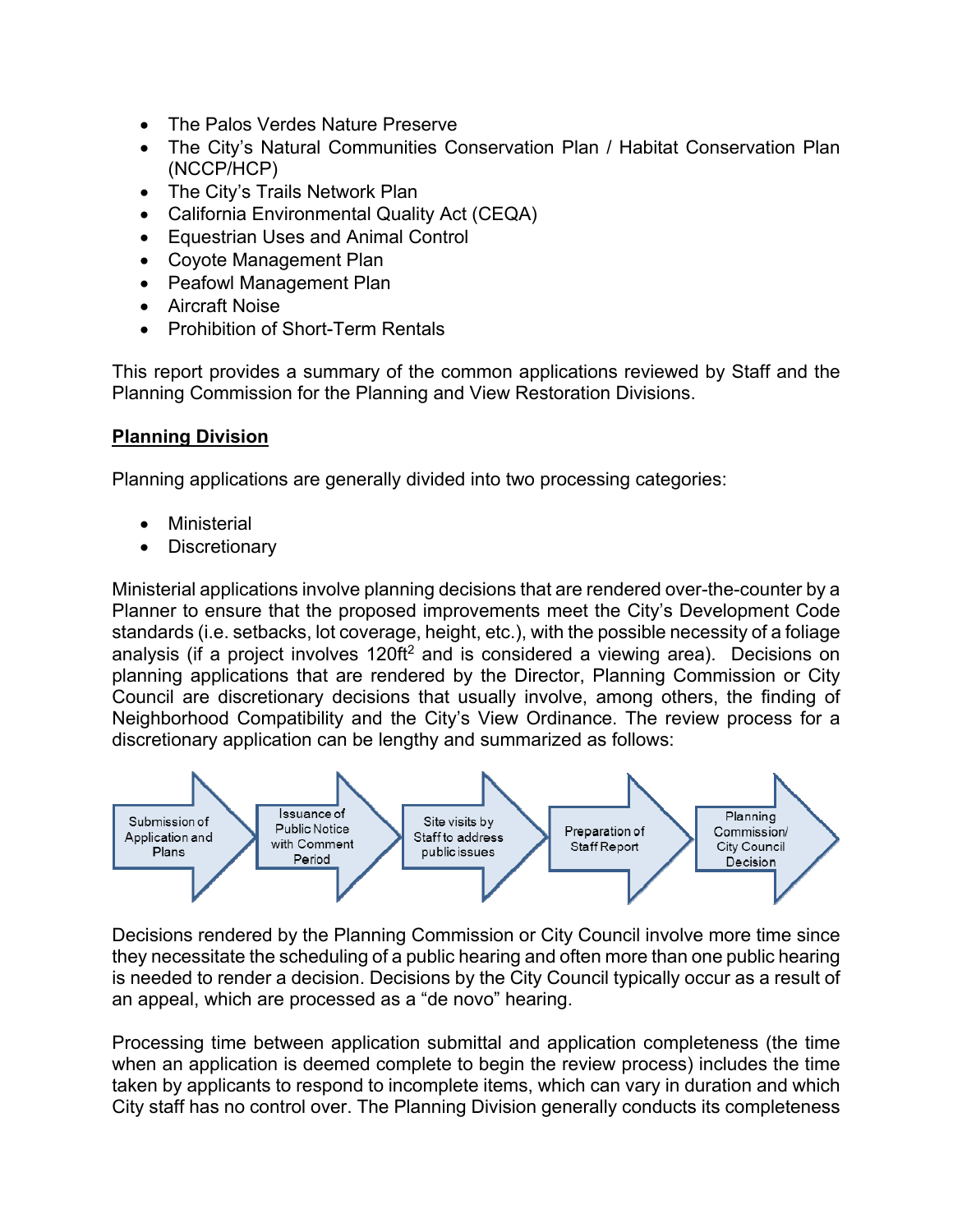- The Palos Verdes Nature Preserve
- The City's Natural Communities Conservation Plan / Habitat Conservation Plan (NCCP/HCP)
- The City's Trails Network Plan
- California Environmental Quality Act (CEQA)
- Equestrian Uses and Animal Control
- Coyote Management Plan
- Peafowl Management Plan
- Aircraft Noise
- Prohibition of Short-Term Rentals

This report provides a summary of the common applications reviewed by Staff and the Planning Commission for the Planning and View Restoration Divisions.

**Planning Division**

Planning applications are generally divided into two processing categories:

- Ministerial
- Discretionary

Ministerial applications involve planning decisions that are rendered over-the-counter by a Planner to ensure that the proposed improvements meet the City's Development Code standards (i.e. setbacks, lot coverage, height, etc.), with the possible necessity of a foliage analysis (if a project involves 120ft$^2$ and is considered a viewing area). Decisions on planning applications that are rendered by the Director, Planning Commission or City Council are discretionary decisions that usually involve, among others, the finding of Neighborhood Compatibility and the City's View Ordinance. The review process for a discretionary application can be lengthy and summarized as follows:

Submission of Application and Plans → Issuance of Public Notice with Comment Period → Site visits by Staff to address public issues → Preparation of Staff Report → Planning Commission/ City Council Decision

Decisions rendered by the Planning Commission or City Council involve more time since they necessitate the scheduling of a public hearing and often more than one public hearing is needed to render a decision. Decisions by the City Council typically occur as a result of an appeal, which are processed as a "de novo" hearing.

Processing time between application submittal and application completeness (the time when an application is deemed complete to begin the review process) includes the time taken by applicants to respond to incomplete items, which can vary in duration and which City staff has no control over. The Planning Division generally conducts its completeness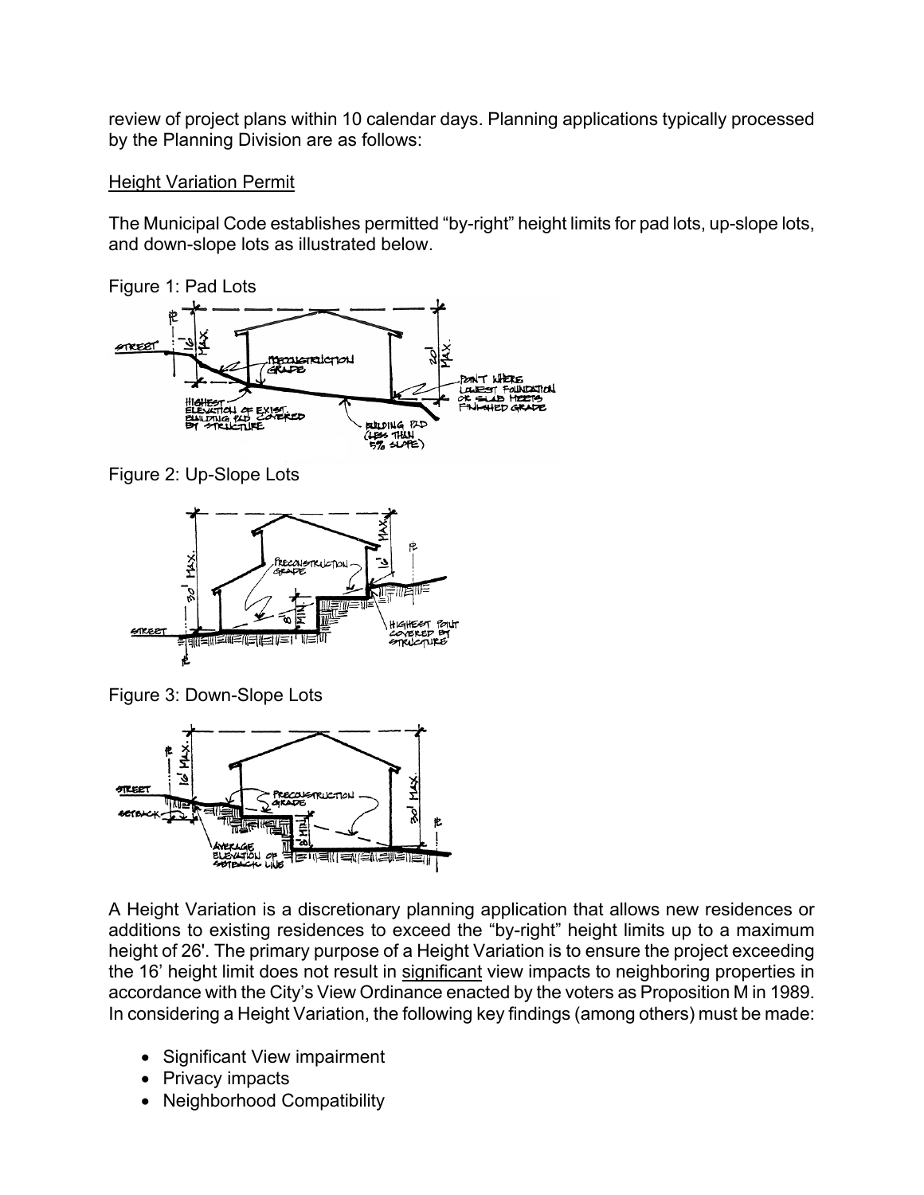review of project plans within 10 calendar days. Planning applications typically processed by the Planning Division are as follows:

Height Variation Permit

The Municipal Code establishes permitted "by-right" height limits for pad lots, up-slope lots, and down-slope lots as illustrated below.

Figure 1: Pad Lots

Figure 2: Up-Slope Lots

Figure 3: Down-Slope Lots

A Height Variation is a discretionary planning application that allows new residences or additions to existing residences to exceed the "by-right" height limits up to a maximum height of 26'. The primary purpose of a Height Variation is to ensure the project exceeding the 16' height limit does not result in significant view impacts to neighboring properties in accordance with the City's View Ordinance enacted by the voters as Proposition M in 1989. In considering a Height Variation, the following key findings (among others) must be made:

- Significant View impairment
- Privacy impacts
- Neighborhood Compatibility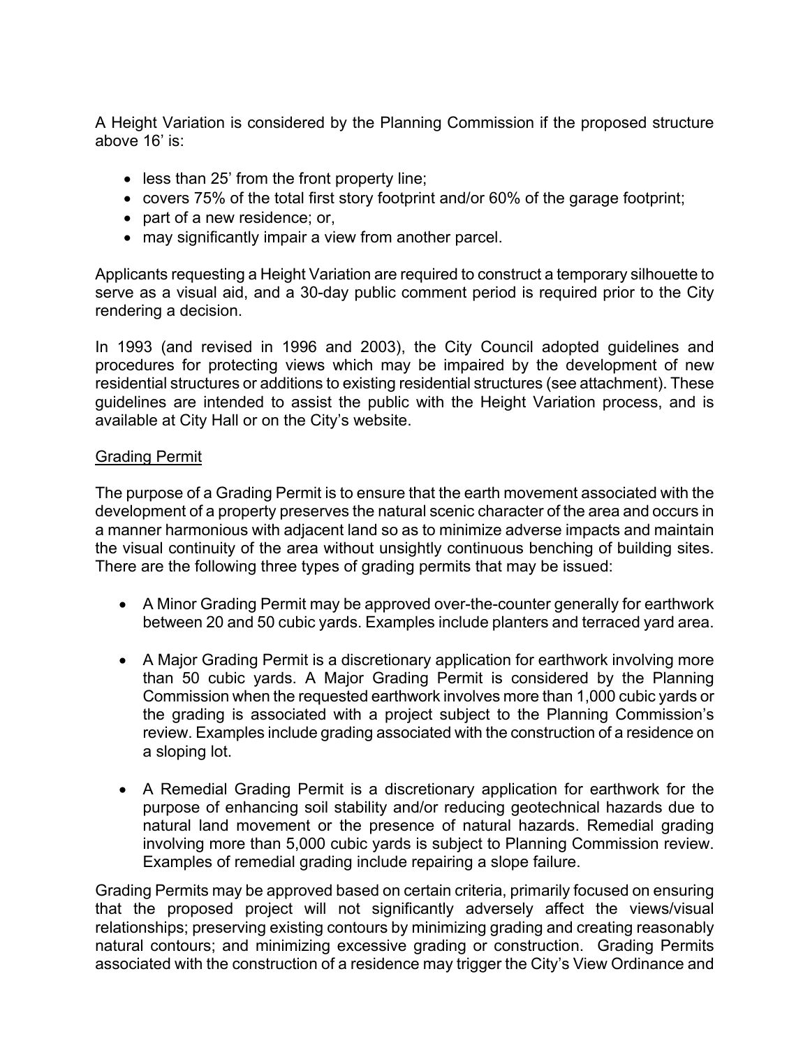A Height Variation is considered by the Planning Commission if the proposed structure above 16' is:

- less than 25' from the front property line;
- covers 75% of the total first story footprint and/or 60% of the garage footprint;
- part of a new residence; or,
- may significantly impair a view from another parcel.

Applicants requesting a Height Variation are required to construct a temporary silhouette to serve as a visual aid, and a 30-day public comment period is required prior to the City rendering a decision.

In 1993 (and revised in 1996 and 2003), the City Council adopted guidelines and procedures for protecting views which may be impaired by the development of new residential structures or additions to existing residential structures (see attachment). These guidelines are intended to assist the public with the Height Variation process, and is available at City Hall or on the City's website.

<u>Grading Permit</u>

The purpose of a Grading Permit is to ensure that the earth movement associated with the development of a property preserves the natural scenic character of the area and occurs in a manner harmonious with adjacent land so as to minimize adverse impacts and maintain the visual continuity of the area without unsightly continuous benching of building sites. There are the following three types of grading permits that may be issued:

- A Minor Grading Permit may be approved over-the-counter generally for earthwork between 20 and 50 cubic yards. Examples include planters and terraced yard area.

- A Major Grading Permit is a discretionary application for earthwork involving more than 50 cubic yards. A Major Grading Permit is considered by the Planning Commission when the requested earthwork involves more than 1,000 cubic yards or the grading is associated with a project subject to the Planning Commission's review. Examples include grading associated with the construction of a residence on a sloping lot.

- A Remedial Grading Permit is a discretionary application for earthwork for the purpose of enhancing soil stability and/or reducing geotechnical hazards due to natural land movement or the presence of natural hazards. Remedial grading involving more than 5,000 cubic yards is subject to Planning Commission review. Examples of remedial grading include repairing a slope failure.

Grading Permits may be approved based on certain criteria, primarily focused on ensuring that the proposed project will not significantly adversely affect the views/visual relationships; preserving existing contours by minimizing grading and creating reasonably natural contours; and minimizing excessive grading or construction. Grading Permits associated with the construction of a residence may trigger the City's View Ordinance and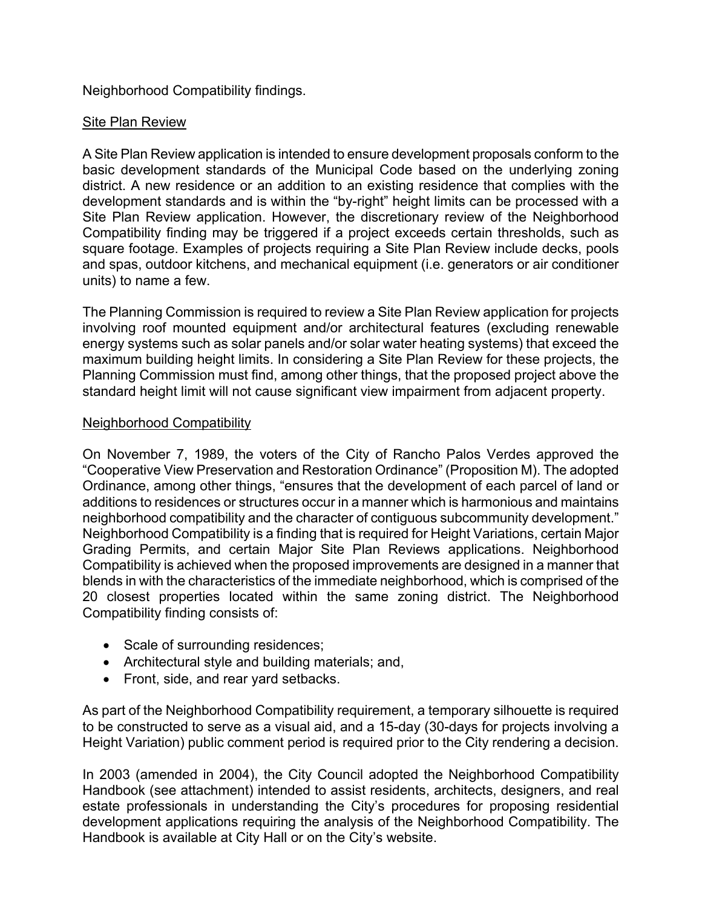Neighborhood Compatibility findings.

## Site Plan Review

A Site Plan Review application is intended to ensure development proposals conform to the basic development standards of the Municipal Code based on the underlying zoning district. A new residence or an addition to an existing residence that complies with the development standards and is within the "by-right" height limits can be processed with a Site Plan Review application. However, the discretionary review of the Neighborhood Compatibility finding may be triggered if a project exceeds certain thresholds, such as square footage. Examples of projects requiring a Site Plan Review include decks, pools and spas, outdoor kitchens, and mechanical equipment (i.e. generators or air conditioner units) to name a few.

The Planning Commission is required to review a Site Plan Review application for projects involving roof mounted equipment and/or architectural features (excluding renewable energy systems such as solar panels and/or solar water heating systems) that exceed the maximum building height limits. In considering a Site Plan Review for these projects, the Planning Commission must find, among other things, that the proposed project above the standard height limit will not cause significant view impairment from adjacent property.

## Neighborhood Compatibility

On November 7, 1989, the voters of the City of Rancho Palos Verdes approved the "Cooperative View Preservation and Restoration Ordinance" (Proposition M). The adopted Ordinance, among other things, "ensures that the development of each parcel of land or additions to residences or structures occur in a manner which is harmonious and maintains neighborhood compatibility and the character of contiguous subcommunity development." Neighborhood Compatibility is a finding that is required for Height Variations, certain Major Grading Permits, and certain Major Site Plan Reviews applications. Neighborhood Compatibility is achieved when the proposed improvements are designed in a manner that blends in with the characteristics of the immediate neighborhood, which is comprised of the 20 closest properties located within the same zoning district. The Neighborhood Compatibility finding consists of:

- Scale of surrounding residences;
- Architectural style and building materials; and,
- Front, side, and rear yard setbacks.

As part of the Neighborhood Compatibility requirement, a temporary silhouette is required to be constructed to serve as a visual aid, and a 15-day (30-days for projects involving a Height Variation) public comment period is required prior to the City rendering a decision.

In 2003 (amended in 2004), the City Council adopted the Neighborhood Compatibility Handbook (see attachment) intended to assist residents, architects, designers, and real estate professionals in understanding the City's procedures for proposing residential development applications requiring the analysis of the Neighborhood Compatibility. The Handbook is available at City Hall or on the City's website.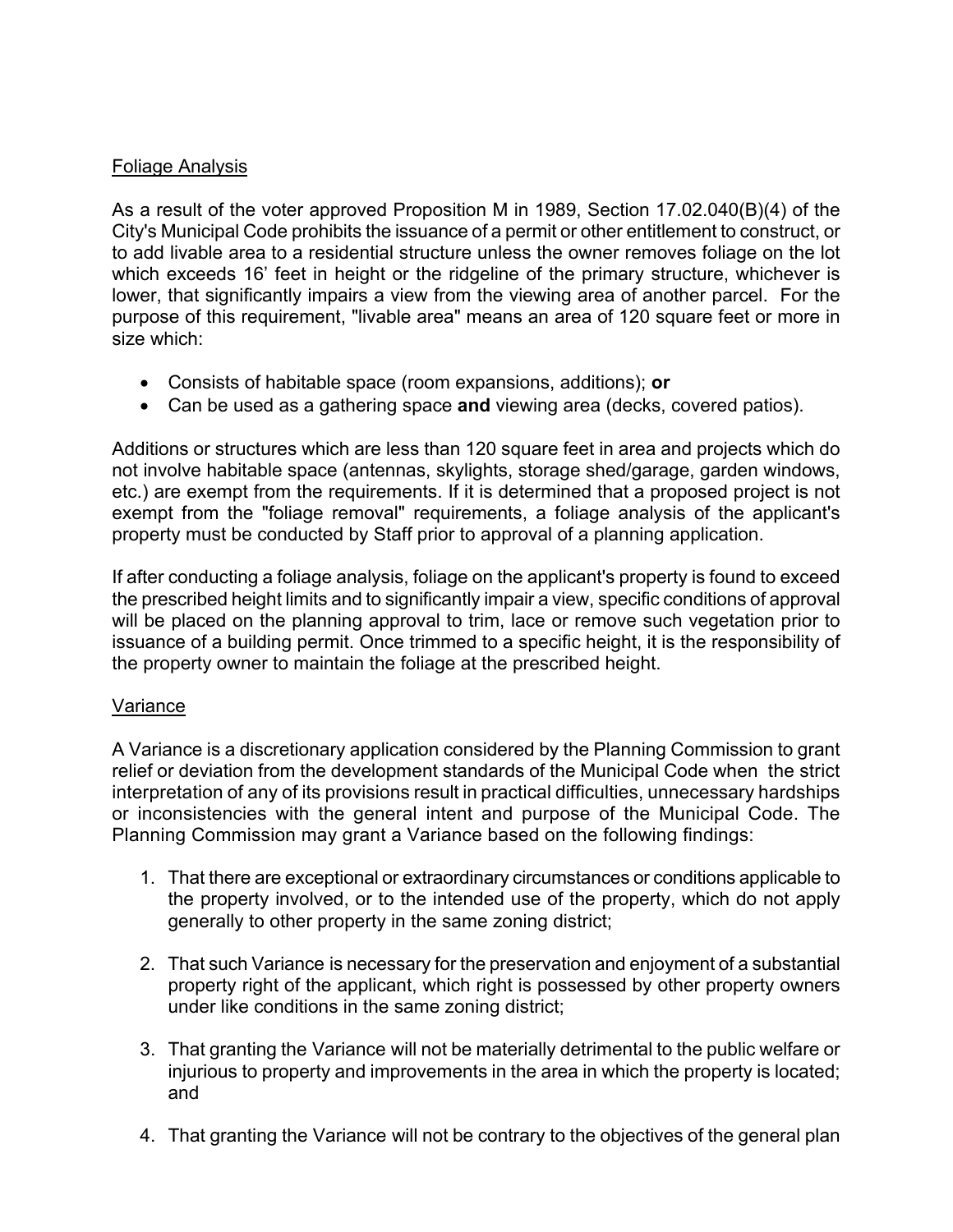Foliage Analysis

As a result of the voter approved Proposition M in 1989, Section 17.02.040(B)(4) of the City's Municipal Code prohibits the issuance of a permit or other entitlement to construct, or to add livable area to a residential structure unless the owner removes foliage on the lot which exceeds 16' feet in height or the ridgeline of the primary structure, whichever is lower, that significantly impairs a view from the viewing area of another parcel. For the purpose of this requirement, "livable area" means an area of 120 square feet or more in size which:

- Consists of habitable space (room expansions, additions); **or**
- Can be used as a gathering space **and** viewing area (decks, covered patios).

Additions or structures which are less than 120 square feet in area and projects which do not involve habitable space (antennas, skylights, storage shed/garage, garden windows, etc.) are exempt from the requirements. If it is determined that a proposed project is not exempt from the "foliage removal" requirements, a foliage analysis of the applicant's property must be conducted by Staff prior to approval of a planning application.

If after conducting a foliage analysis, foliage on the applicant's property is found to exceed the prescribed height limits and to significantly impair a view, specific conditions of approval will be placed on the planning approval to trim, lace or remove such vegetation prior to issuance of a building permit. Once trimmed to a specific height, it is the responsibility of the property owner to maintain the foliage at the prescribed height.

Variance

A Variance is a discretionary application considered by the Planning Commission to grant relief or deviation from the development standards of the Municipal Code when the strict interpretation of any of its provisions result in practical difficulties, unnecessary hardships or inconsistencies with the general intent and purpose of the Municipal Code. The Planning Commission may grant a Variance based on the following findings:

1. That there are exceptional or extraordinary circumstances or conditions applicable to the property involved, or to the intended use of the property, which do not apply generally to other property in the same zoning district;

2. That such Variance is necessary for the preservation and enjoyment of a substantial property right of the applicant, which right is possessed by other property owners under like conditions in the same zoning district;

3. That granting the Variance will not be materially detrimental to the public welfare or injurious to property and improvements in the area in which the property is located; and

4. That granting the Variance will not be contrary to the objectives of the general plan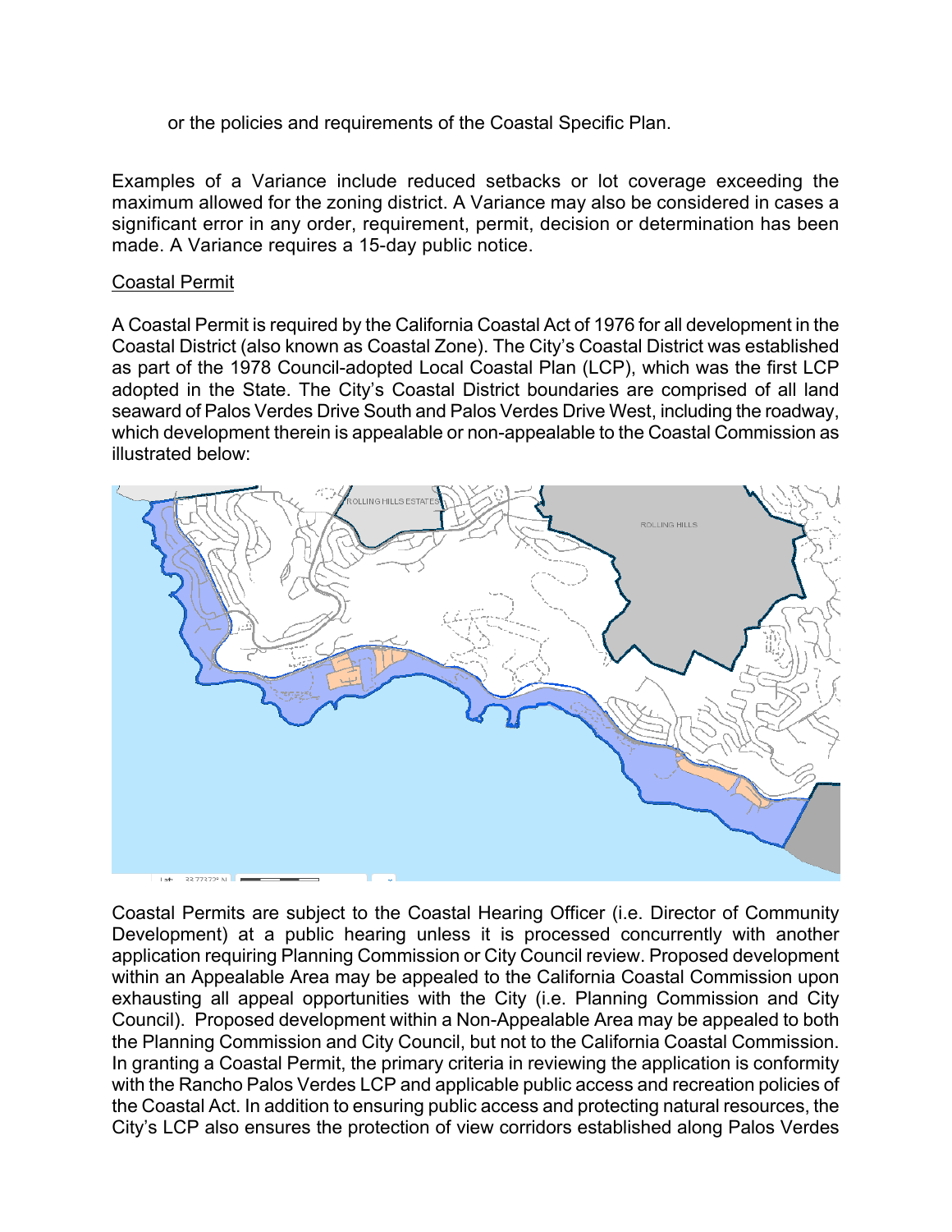or the policies and requirements of the Coastal Specific Plan.

Examples of a Variance include reduced setbacks or lot coverage exceeding the maximum allowed for the zoning district. A Variance may also be considered in cases a significant error in any order, requirement, permit, decision or determination has been made. A Variance requires a 15-day public notice.

Coastal Permit

A Coastal Permit is required by the California Coastal Act of 1976 for all development in the Coastal District (also known as Coastal Zone). The City's Coastal District was established as part of the 1978 Council-adopted Local Coastal Plan (LCP), which was the first LCP adopted in the State. The City's Coastal District boundaries are comprised of all land seaward of Palos Verdes Drive South and Palos Verdes Drive West, including the roadway, which development therein is appealable or non-appealable to the Coastal Commission as illustrated below:

Coastal Permits are subject to the Coastal Hearing Officer (i.e. Director of Community Development) at a public hearing unless it is processed concurrently with another application requiring Planning Commission or City Council review. Proposed development within an Appealable Area may be appealed to the California Coastal Commission upon exhausting all appeal opportunities with the City (i.e. Planning Commission and City Council). Proposed development within a Non-Appealable Area may be appealed to both the Planning Commission and City Council, but not to the California Coastal Commission. In granting a Coastal Permit, the primary criteria in reviewing the application is conformity with the Rancho Palos Verdes LCP and applicable public access and recreation policies of the Coastal Act. In addition to ensuring public access and protecting natural resources, the City's LCP also ensures the protection of view corridors established along Palos Verdes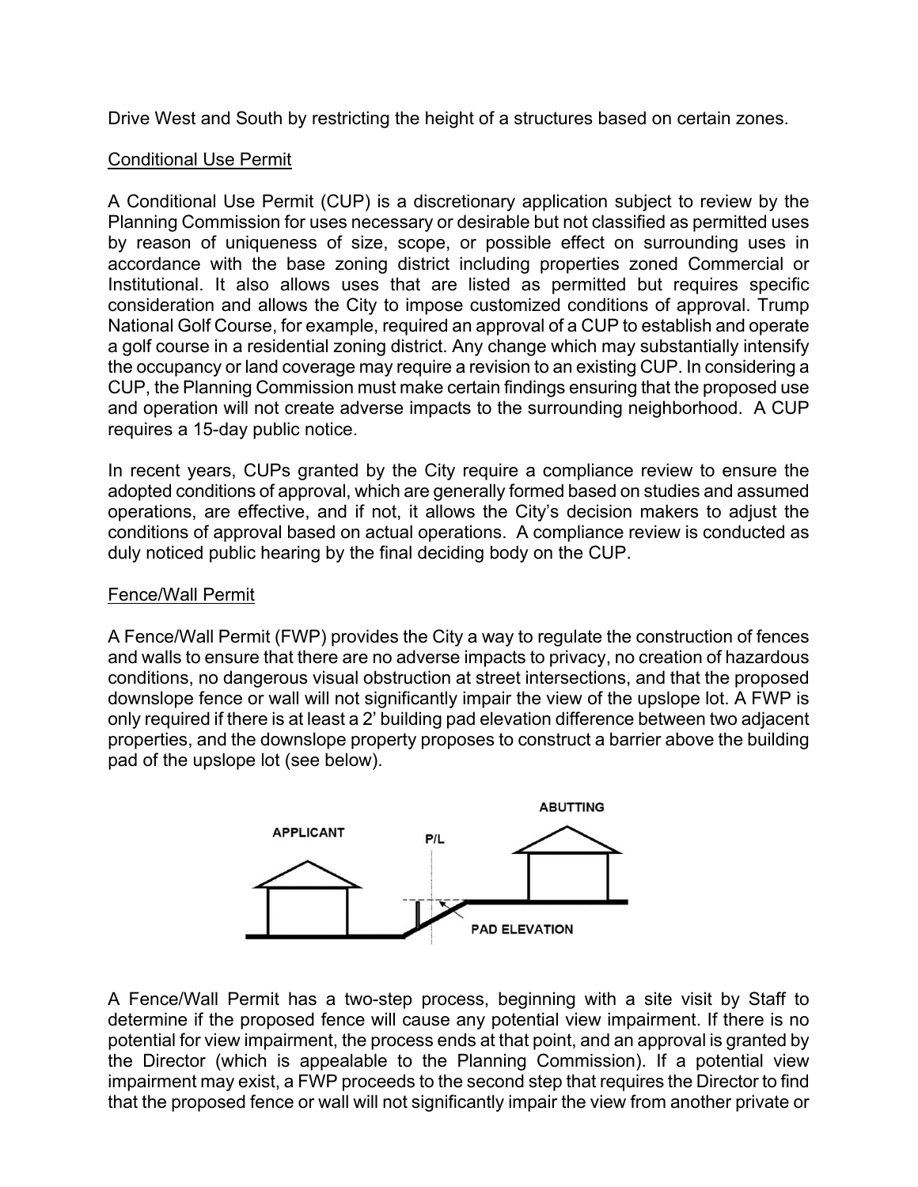Drive West and South by restricting the height of a structures based on certain zones.

## Conditional Use Permit

A Conditional Use Permit (CUP) is a discretionary application subject to review by the Planning Commission for uses necessary or desirable but not classified as permitted uses by reason of uniqueness of size, scope, or possible effect on surrounding uses in accordance with the base zoning district including properties zoned Commercial or Institutional. It also allows uses that are listed as permitted but requires specific consideration and allows the City to impose customized conditions of approval. Trump National Golf Course, for example, required an approval of a CUP to establish and operate a golf course in a residential zoning district. Any change which may substantially intensify the occupancy or land coverage may require a revision to an existing CUP. In considering a CUP, the Planning Commission must make certain findings ensuring that the proposed use and operation will not create adverse impacts to the surrounding neighborhood. A CUP requires a 15-day public notice.

In recent years, CUPs granted by the City require a compliance review to ensure the adopted conditions of approval, which are generally formed based on studies and assumed operations, are effective, and if not, it allows the City's decision makers to adjust the conditions of approval based on actual operations. A compliance review is conducted as duly noticed public hearing by the final deciding body on the CUP.

## Fence/Wall Permit

A Fence/Wall Permit (FWP) provides the City a way to regulate the construction of fences and walls to ensure that there are no adverse impacts to privacy, no creation of hazardous conditions, no dangerous visual obstruction at street intersections, and that the proposed downslope fence or wall will not significantly impair the view of the upslope lot. A FWP is only required if there is at least a 2' building pad elevation difference between two adjacent properties, and the downslope property proposes to construct a barrier above the building pad of the upslope lot (see below).

APPLICANT    P/L    ABUTTING

PAD ELEVATION

A Fence/Wall Permit has a two-step process, beginning with a site visit by Staff to determine if the proposed fence will cause any potential view impairment. If there is no potential for view impairment, the process ends at that point, and an approval is granted by the Director (which is appealable to the Planning Commission). If a potential view impairment may exist, a FWP proceeds to the second step that requires the Director to find that the proposed fence or wall will not significantly impair the view from another private or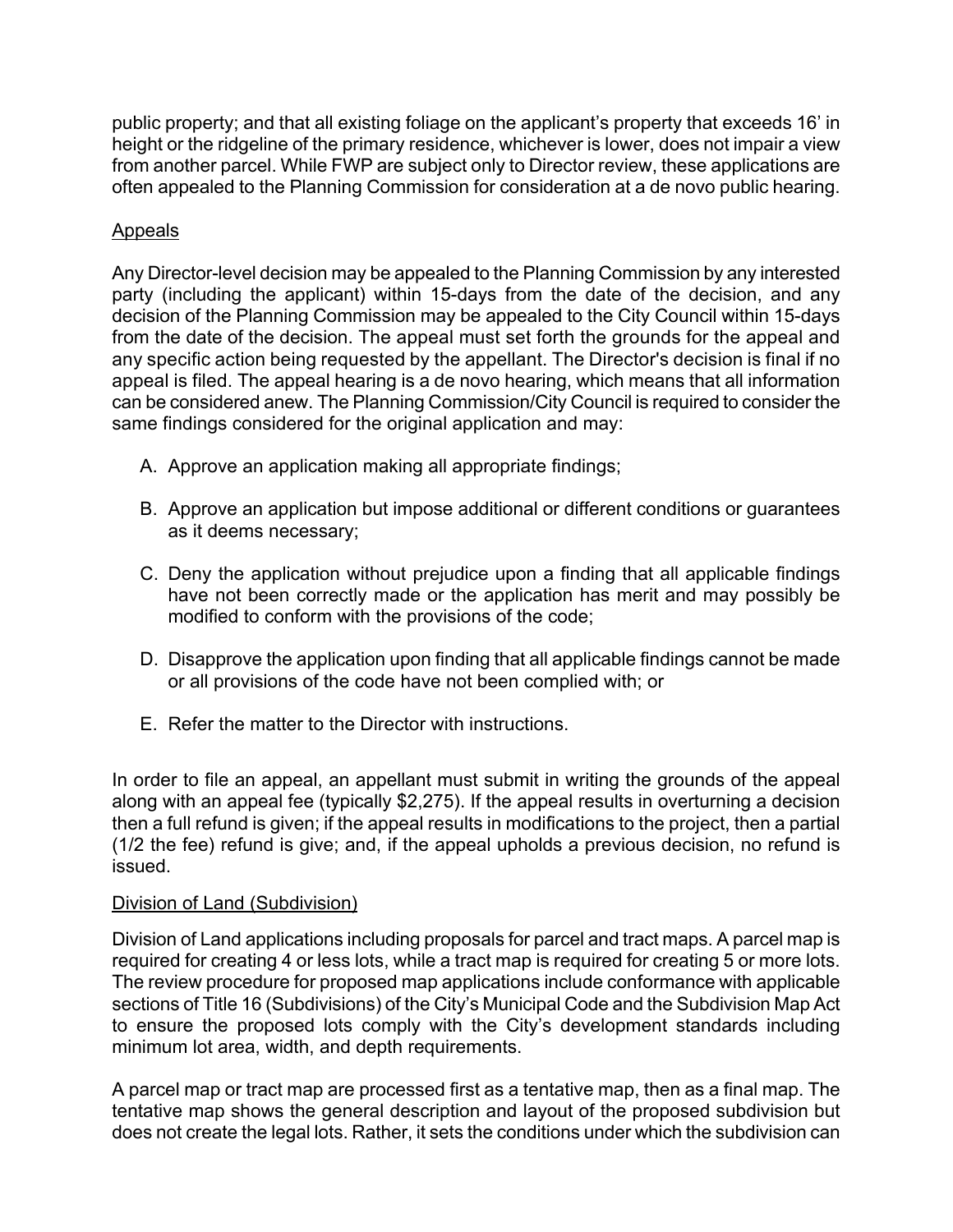public property; and that all existing foliage on the applicant's property that exceeds 16' in height or the ridgeline of the primary residence, whichever is lower, does not impair a view from another parcel. While FWP are subject only to Director review, these applications are often appealed to the Planning Commission for consideration at a de novo public hearing.

<u>Appeals</u>

Any Director-level decision may be appealed to the Planning Commission by any interested party (including the applicant) within 15-days from the date of the decision, and any decision of the Planning Commission may be appealed to the City Council within 15-days from the date of the decision. The appeal must set forth the grounds for the appeal and any specific action being requested by the appellant. The Director's decision is final if no appeal is filed. The appeal hearing is a de novo hearing, which means that all information can be considered anew. The Planning Commission/City Council is required to consider the same findings considered for the original application and may:

A. Approve an application making all appropriate findings;

B. Approve an application but impose additional or different conditions or guarantees as it deems necessary;

C. Deny the application without prejudice upon a finding that all applicable findings have not been correctly made or the application has merit and may possibly be modified to conform with the provisions of the code;

D. Disapprove the application upon finding that all applicable findings cannot be made or all provisions of the code have not been complied with; or

E. Refer the matter to the Director with instructions.

In order to file an appeal, an appellant must submit in writing the grounds of the appeal along with an appeal fee (typically $2,275). If the appeal results in overturning a decision then a full refund is given; if the appeal results in modifications to the project, then a partial (1/2 the fee) refund is give; and, if the appeal upholds a previous decision, no refund is issued.

<u>Division of Land (Subdivision)</u>

Division of Land applications including proposals for parcel and tract maps. A parcel map is required for creating 4 or less lots, while a tract map is required for creating 5 or more lots. The review procedure for proposed map applications include conformance with applicable sections of Title 16 (Subdivisions) of the City's Municipal Code and the Subdivision Map Act to ensure the proposed lots comply with the City's development standards including minimum lot area, width, and depth requirements.

A parcel map or tract map are processed first as a tentative map, then as a final map. The tentative map shows the general description and layout of the proposed subdivision but does not create the legal lots. Rather, it sets the conditions under which the subdivision can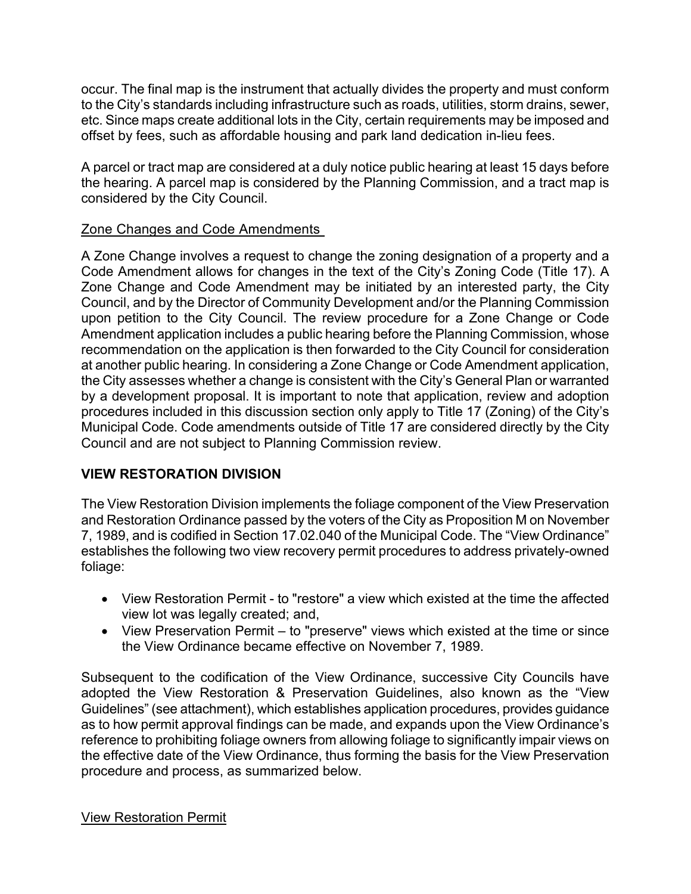occur. The final map is the instrument that actually divides the property and must conform to the City's standards including infrastructure such as roads, utilities, storm drains, sewer, etc. Since maps create additional lots in the City, certain requirements may be imposed and offset by fees, such as affordable housing and park land dedication in-lieu fees.

A parcel or tract map are considered at a duly notice public hearing at least 15 days before the hearing. A parcel map is considered by the Planning Commission, and a tract map is considered by the City Council.

<u>Zone Changes and Code Amendments</u>

A Zone Change involves a request to change the zoning designation of a property and a Code Amendment allows for changes in the text of the City's Zoning Code (Title 17). A Zone Change and Code Amendment may be initiated by an interested party, the City Council, and by the Director of Community Development and/or the Planning Commission upon petition to the City Council. The review procedure for a Zone Change or Code Amendment application includes a public hearing before the Planning Commission, whose recommendation on the application is then forwarded to the City Council for consideration at another public hearing. In considering a Zone Change or Code Amendment application, the City assesses whether a change is consistent with the City's General Plan or warranted by a development proposal. It is important to note that application, review and adoption procedures included in this discussion section only apply to Title 17 (Zoning) of the City's Municipal Code. Code amendments outside of Title 17 are considered directly by the City Council and are not subject to Planning Commission review.

## VIEW RESTORATION DIVISION

The View Restoration Division implements the foliage component of the View Preservation and Restoration Ordinance passed by the voters of the City as Proposition M on November 7, 1989, and is codified in Section 17.02.040 of the Municipal Code. The "View Ordinance" establishes the following two view recovery permit procedures to address privately-owned foliage:

- View Restoration Permit - to "restore" a view which existed at the time the affected view lot was legally created; and,
- View Preservation Permit – to "preserve" views which existed at the time or since the View Ordinance became effective on November 7, 1989.

Subsequent to the codification of the View Ordinance, successive City Councils have adopted the View Restoration & Preservation Guidelines, also known as the "View Guidelines" (see attachment), which establishes application procedures, provides guidance as to how permit approval findings can be made, and expands upon the View Ordinance's reference to prohibiting foliage owners from allowing foliage to significantly impair views on the effective date of the View Ordinance, thus forming the basis for the View Preservation procedure and process, as summarized below.

<u>View Restoration Permit</u>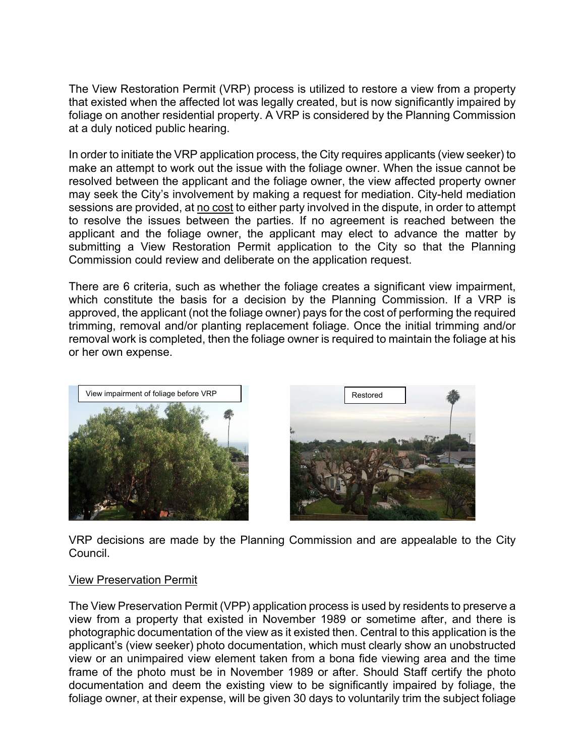The View Restoration Permit (VRP) process is utilized to restore a view from a property that existed when the affected lot was legally created, but is now significantly impaired by foliage on another residential property. A VRP is considered by the Planning Commission at a duly noticed public hearing.

In order to initiate the VRP application process, the City requires applicants (view seeker) to make an attempt to work out the issue with the foliage owner. When the issue cannot be resolved between the applicant and the foliage owner, the view affected property owner may seek the City's involvement by making a request for mediation. City-held mediation sessions are provided, at no cost to either party involved in the dispute, in order to attempt to resolve the issues between the parties. If no agreement is reached between the applicant and the foliage owner, the applicant may elect to advance the matter by submitting a View Restoration Permit application to the City so that the Planning Commission could review and deliberate on the application request.

There are 6 criteria, such as whether the foliage creates a significant view impairment, which constitute the basis for a decision by the Planning Commission. If a VRP is approved, the applicant (not the foliage owner) pays for the cost of performing the required trimming, removal and/or planting replacement foliage. Once the initial trimming and/or removal work is completed, then the foliage owner is required to maintain the foliage at his or her own expense.

View impairment of foliage before VRP

Restored

VRP decisions are made by the Planning Commission and are appealable to the City Council.

## View Preservation Permit

The View Preservation Permit (VPP) application process is used by residents to preserve a view from a property that existed in November 1989 or sometime after, and there is photographic documentation of the view as it existed then. Central to this application is the applicant's (view seeker) photo documentation, which must clearly show an unobstructed view or an unimpaired view element taken from a bona fide viewing area and the time frame of the photo must be in November 1989 or after. Should Staff certify the photo documentation and deem the existing view to be significantly impaired by foliage, the foliage owner, at their expense, will be given 30 days to voluntarily trim the subject foliage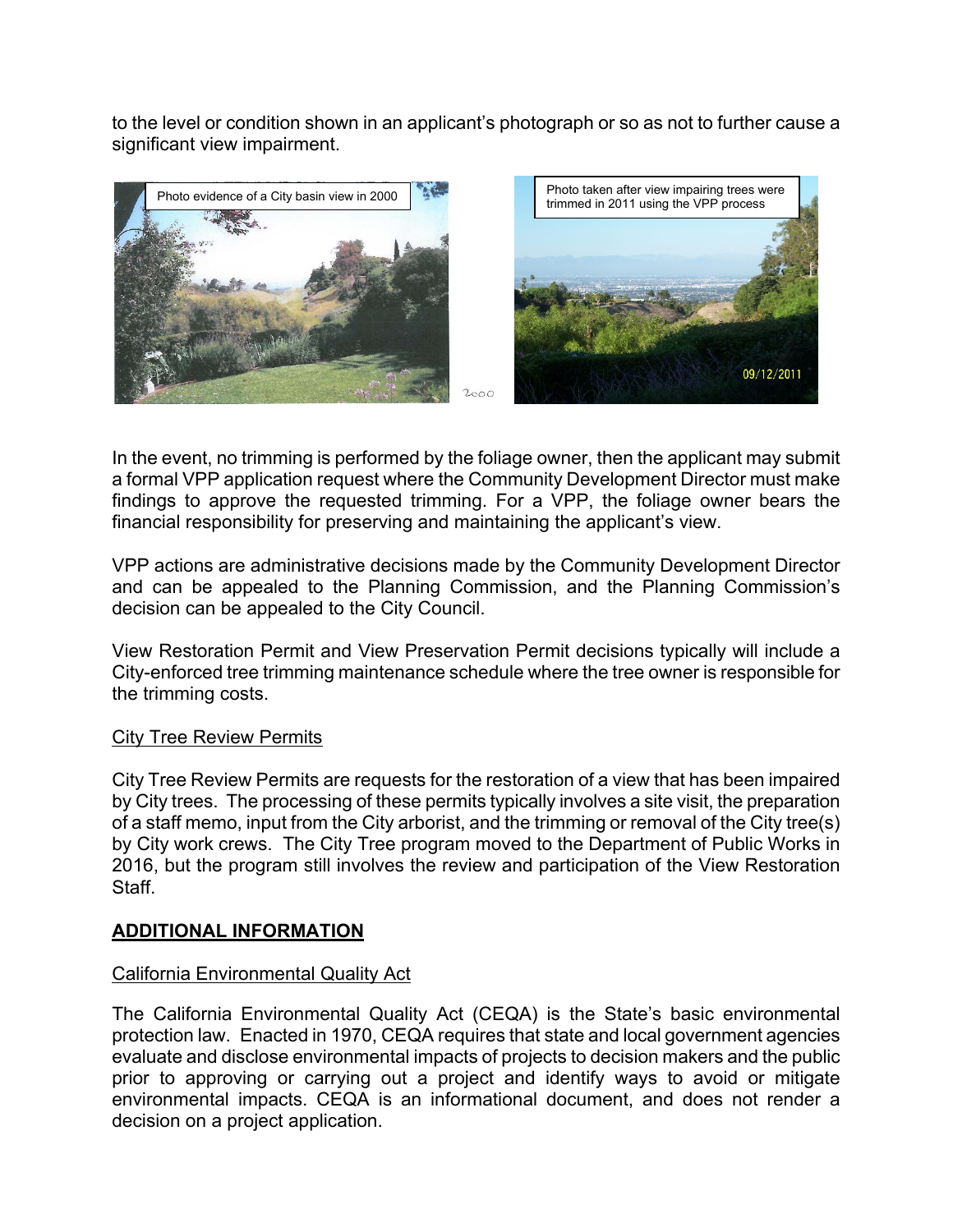to the level or condition shown in an applicant's photograph or so as not to further cause a significant view impairment.

Photo evidence of a City basin view in 2000

Photo taken after view impairing trees were trimmed in 2011 using the VPP process

In the event, no trimming is performed by the foliage owner, then the applicant may submit a formal VPP application request where the Community Development Director must make findings to approve the requested trimming. For a VPP, the foliage owner bears the financial responsibility for preserving and maintaining the applicant's view.

VPP actions are administrative decisions made by the Community Development Director and can be appealed to the Planning Commission, and the Planning Commission's decision can be appealed to the City Council.

View Restoration Permit and View Preservation Permit decisions typically will include a City-enforced tree trimming maintenance schedule where the tree owner is responsible for the trimming costs.

City Tree Review Permits

City Tree Review Permits are requests for the restoration of a view that has been impaired by City trees. The processing of these permits typically involves a site visit, the preparation of a staff memo, input from the City arborist, and the trimming or removal of the City tree(s) by City work crews. The City Tree program moved to the Department of Public Works in 2016, but the program still involves the review and participation of the View Restoration Staff.

## **ADDITIONAL INFORMATION**

California Environmental Quality Act

The California Environmental Quality Act (CEQA) is the State's basic environmental protection law. Enacted in 1970, CEQA requires that state and local government agencies evaluate and disclose environmental impacts of projects to decision makers and the public prior to approving or carrying out a project and identify ways to avoid or mitigate environmental impacts. CEQA is an informational document, and does not render a decision on a project application.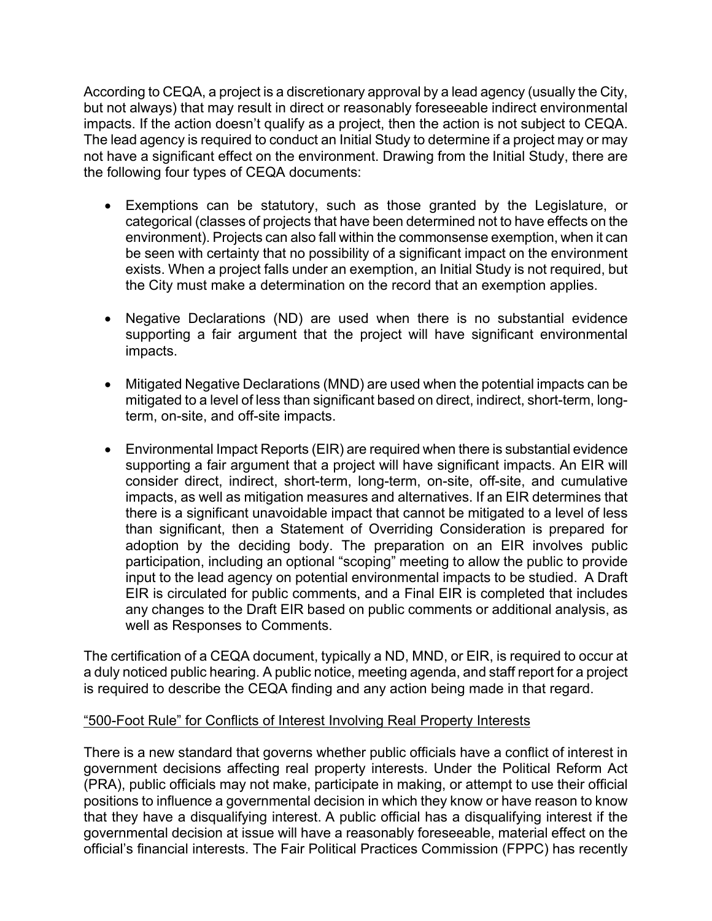According to CEQA, a project is a discretionary approval by a lead agency (usually the City, but not always) that may result in direct or reasonably foreseeable indirect environmental impacts. If the action doesn't qualify as a project, then the action is not subject to CEQA. The lead agency is required to conduct an Initial Study to determine if a project may or may not have a significant effect on the environment. Drawing from the Initial Study, there are the following four types of CEQA documents:

- Exemptions can be statutory, such as those granted by the Legislature, or categorical (classes of projects that have been determined not to have effects on the environment). Projects can also fall within the commonsense exemption, when it can be seen with certainty that no possibility of a significant impact on the environment exists. When a project falls under an exemption, an Initial Study is not required, but the City must make a determination on the record that an exemption applies.

- Negative Declarations (ND) are used when there is no substantial evidence supporting a fair argument that the project will have significant environmental impacts.

- Mitigated Negative Declarations (MND) are used when the potential impacts can be mitigated to a level of less than significant based on direct, indirect, short-term, long-term, on-site, and off-site impacts.

- Environmental Impact Reports (EIR) are required when there is substantial evidence supporting a fair argument that a project will have significant impacts. An EIR will consider direct, indirect, short-term, long-term, on-site, off-site, and cumulative impacts, as well as mitigation measures and alternatives. If an EIR determines that there is a significant unavoidable impact that cannot be mitigated to a level of less than significant, then a Statement of Overriding Consideration is prepared for adoption by the deciding body. The preparation on an EIR involves public participation, including an optional "scoping" meeting to allow the public to provide input to the lead agency on potential environmental impacts to be studied. A Draft EIR is circulated for public comments, and a Final EIR is completed that includes any changes to the Draft EIR based on public comments or additional analysis, as well as Responses to Comments.

The certification of a CEQA document, typically a ND, MND, or EIR, is required to occur at a duly noticed public hearing. A public notice, meeting agenda, and staff report for a project is required to describe the CEQA finding and any action being made in that regard.

<u>"500-Foot Rule" for Conflicts of Interest Involving Real Property Interests</u>

There is a new standard that governs whether public officials have a conflict of interest in government decisions affecting real property interests. Under the Political Reform Act (PRA), public officials may not make, participate in making, or attempt to use their official positions to influence a governmental decision in which they know or have reason to know that they have a disqualifying interest. A public official has a disqualifying interest if the governmental decision at issue will have a reasonably foreseeable, material effect on the official's financial interests. The Fair Political Practices Commission (FPPC) has recently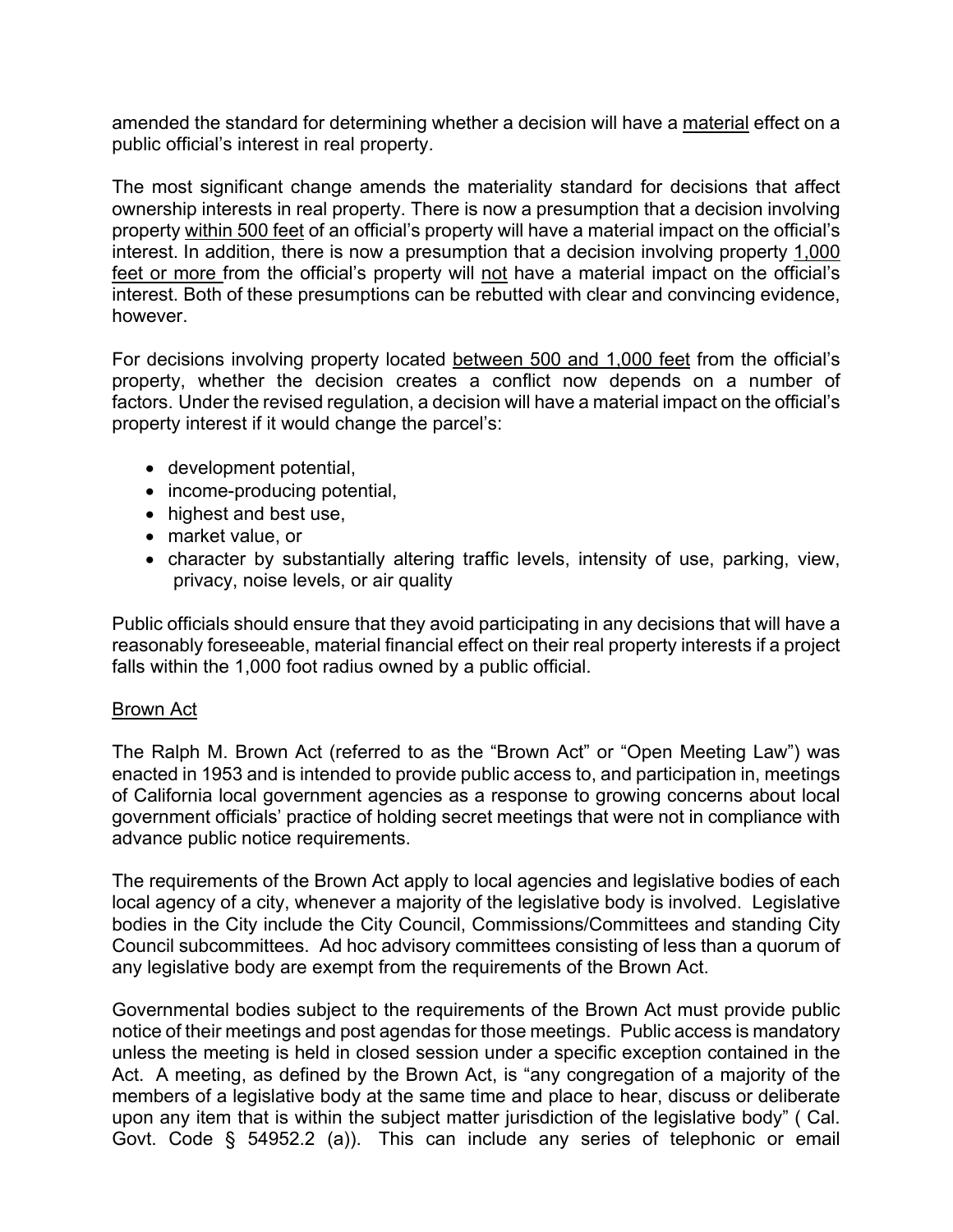amended the standard for determining whether a decision will have a <u>material</u> effect on a public official's interest in real property.

The most significant change amends the materiality standard for decisions that affect ownership interests in real property. There is now a presumption that a decision involving property <u>within 500 feet</u> of an official's property will have a material impact on the official's interest. In addition, there is now a presumption that a decision involving property <u>1,000 feet or more</u> from the official's property will <u>not</u> have a material impact on the official's interest. Both of these presumptions can be rebutted with clear and convincing evidence, however.

For decisions involving property located <u>between 500 and 1,000 feet</u> from the official's property, whether the decision creates a conflict now depends on a number of factors. Under the revised regulation, a decision will have a material impact on the official's property interest if it would change the parcel's:

- development potential,
- income-producing potential,
- highest and best use,
- market value, or
- character by substantially altering traffic levels, intensity of use, parking, view, privacy, noise levels, or air quality

Public officials should ensure that they avoid participating in any decisions that will have a reasonably foreseeable, material financial effect on their real property interests if a project falls within the 1,000 foot radius owned by a public official.

<u>Brown Act</u>

The Ralph M. Brown Act (referred to as the "Brown Act" or "Open Meeting Law") was enacted in 1953 and is intended to provide public access to, and participation in, meetings of California local government agencies as a response to growing concerns about local government officials' practice of holding secret meetings that were not in compliance with advance public notice requirements.

The requirements of the Brown Act apply to local agencies and legislative bodies of each local agency of a city, whenever a majority of the legislative body is involved. Legislative bodies in the City include the City Council, Commissions/Committees and standing City Council subcommittees. Ad hoc advisory committees consisting of less than a quorum of any legislative body are exempt from the requirements of the Brown Act.

Governmental bodies subject to the requirements of the Brown Act must provide public notice of their meetings and post agendas for those meetings. Public access is mandatory unless the meeting is held in closed session under a specific exception contained in the Act. A meeting, as defined by the Brown Act, is "any congregation of a majority of the members of a legislative body at the same time and place to hear, discuss or deliberate upon any item that is within the subject matter jurisdiction of the legislative body" ( Cal. Govt. Code § 54952.2 (a)). This can include any series of telephonic or email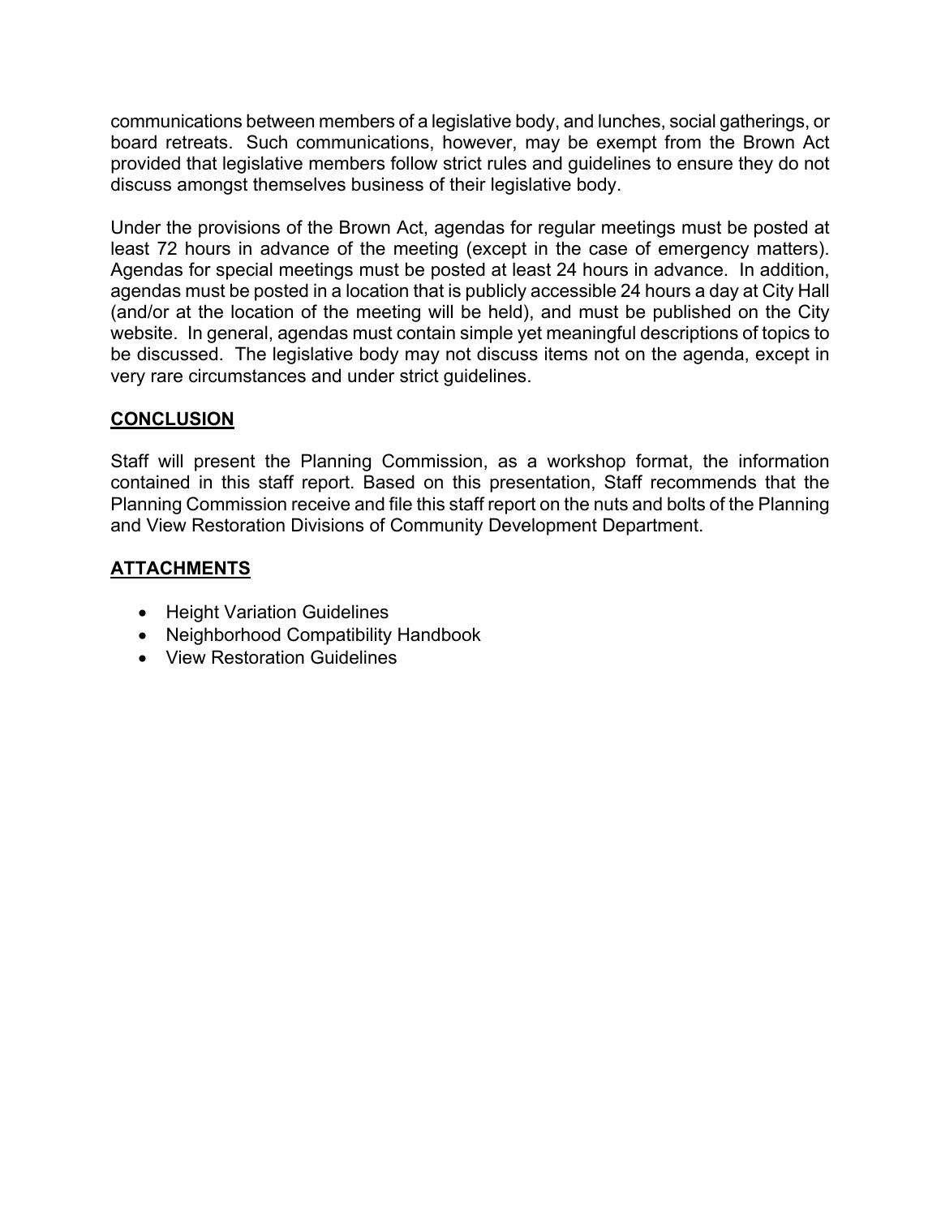communications between members of a legislative body, and lunches, social gatherings, or board retreats. Such communications, however, may be exempt from the Brown Act provided that legislative members follow strict rules and guidelines to ensure they do not discuss amongst themselves business of their legislative body.

Under the provisions of the Brown Act, agendas for regular meetings must be posted at least 72 hours in advance of the meeting (except in the case of emergency matters). Agendas for special meetings must be posted at least 24 hours in advance. In addition, agendas must be posted in a location that is publicly accessible 24 hours a day at City Hall (and/or at the location of the meeting will be held), and must be published on the City website. In general, agendas must contain simple yet meaningful descriptions of topics to be discussed. The legislative body may not discuss items not on the agenda, except in very rare circumstances and under strict guidelines.

## CONCLUSION

Staff will present the Planning Commission, as a workshop format, the information contained in this staff report. Based on this presentation, Staff recommends that the Planning Commission receive and file this staff report on the nuts and bolts of the Planning and View Restoration Divisions of Community Development Department.

## ATTACHMENTS

- Height Variation Guidelines
- Neighborhood Compatibility Handbook
- View Restoration Guidelines